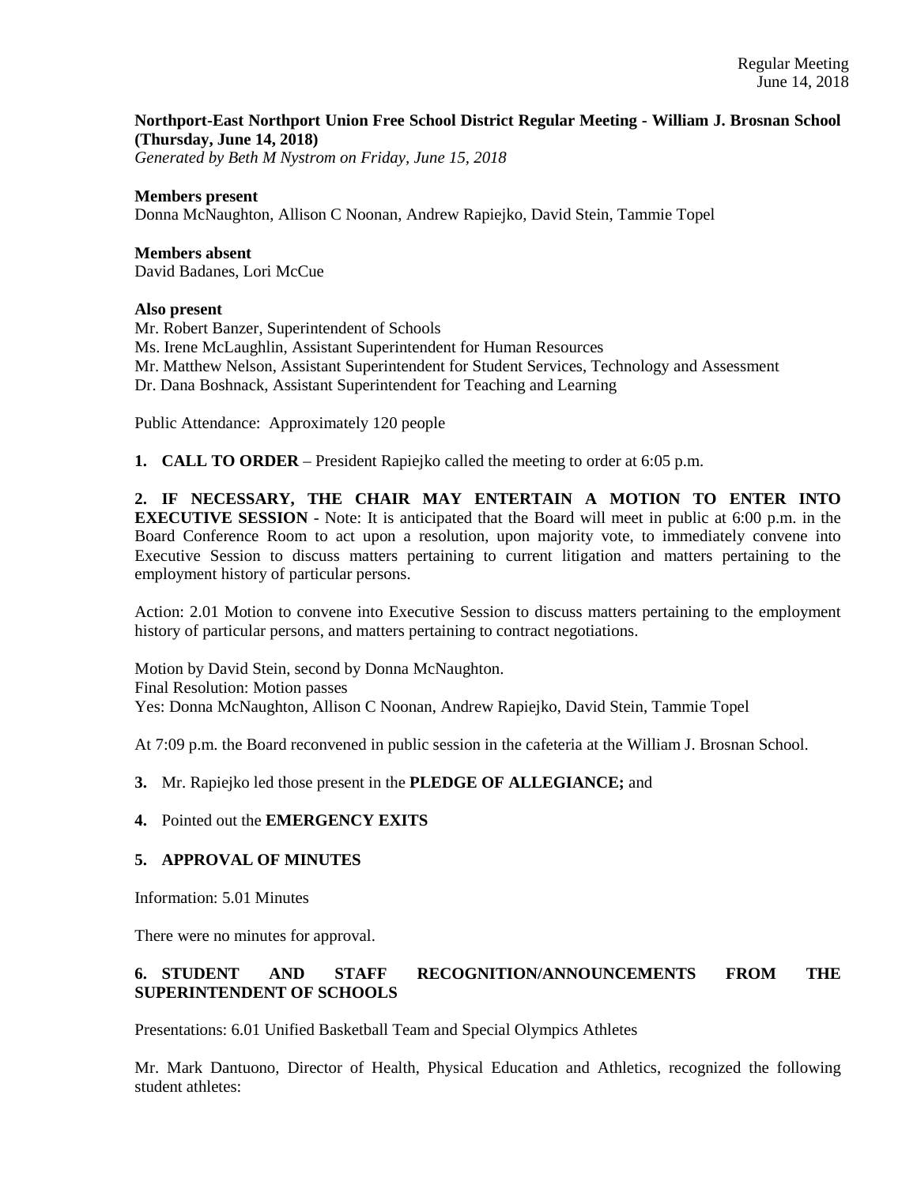**Northport-East Northport Union Free School District Regular Meeting - William J. Brosnan School (Thursday, June 14, 2018)**
*Generated by Beth M Nystrom on Friday, June 15, 2018*

**Members present**
Donna McNaughton, Allison C Noonan, Andrew Rapiejko, David Stein, Tammie Topel

**Members absent**
David Badanes, Lori McCue

**Also present**
Mr. Robert Banzer, Superintendent of Schools
Ms. Irene McLaughlin, Assistant Superintendent for Human Resources
Mr. Matthew Nelson, Assistant Superintendent for Student Services, Technology and Assessment
Dr. Dana Boshnack, Assistant Superintendent for Teaching and Learning

Public Attendance: Approximately 120 people

**1. CALL TO ORDER** – President Rapiejko called the meeting to order at 6:05 p.m.

**2. IF NECESSARY, THE CHAIR MAY ENTERTAIN A MOTION TO ENTER INTO EXECUTIVE SESSION** - Note: It is anticipated that the Board will meet in public at 6:00 p.m. in the Board Conference Room to act upon a resolution, upon majority vote, to immediately convene into Executive Session to discuss matters pertaining to current litigation and matters pertaining to the employment history of particular persons.

Action: 2.01 Motion to convene into Executive Session to discuss matters pertaining to the employment history of particular persons, and matters pertaining to contract negotiations.

Motion by David Stein, second by Donna McNaughton.
Final Resolution: Motion passes
Yes: Donna McNaughton, Allison C Noonan, Andrew Rapiejko, David Stein, Tammie Topel

At 7:09 p.m. the Board reconvened in public session in the cafeteria at the William J. Brosnan School.

**3.** Mr. Rapiejko led those present in the **PLEDGE OF ALLEGIANCE;** and

**4.** Pointed out the **EMERGENCY EXITS**

**5. APPROVAL OF MINUTES**

Information: 5.01 Minutes

There were no minutes for approval.

**6. STUDENT AND STAFF RECOGNITION/ANNOUNCEMENTS FROM THE SUPERINTENDENT OF SCHOOLS**

Presentations: 6.01 Unified Basketball Team and Special Olympics Athletes

Mr. Mark Dantuono, Director of Health, Physical Education and Athletics, recognized the following student athletes: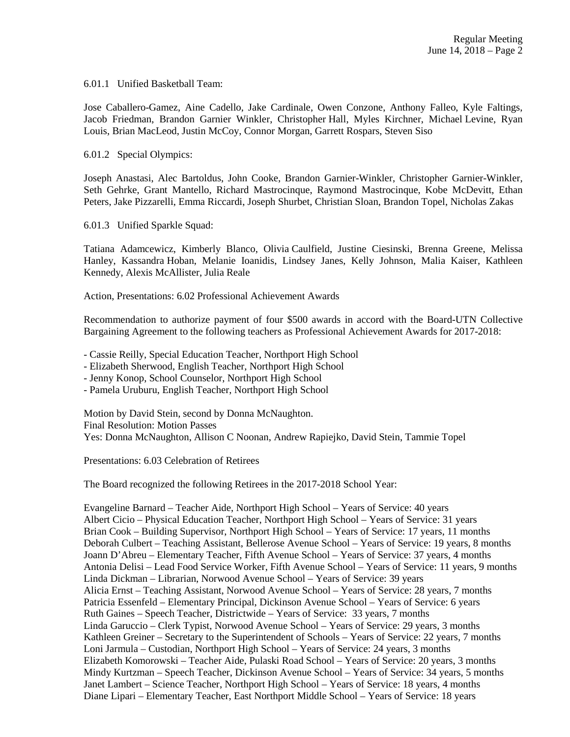6.01.1 Unified Basketball Team:

Jose Caballero-Gamez, Aine Cadello, Jake Cardinale, Owen Conzone, Anthony Falleo, Kyle Faltings, Jacob Friedman, Brandon Garnier Winkler, Christopher Hall, Myles Kirchner, Michael Levine, Ryan Louis, Brian MacLeod, Justin McCoy, Connor Morgan, Garrett Rospars, Steven Siso

6.01.2 Special Olympics:

Joseph Anastasi, Alec Bartoldus, John Cooke, Brandon Garnier-Winkler, Christopher Garnier-Winkler, Seth Gehrke, Grant Mantello, Richard Mastrocinque, Raymond Mastrocinque, Kobe McDevitt, Ethan Peters, Jake Pizzarelli, Emma Riccardi, Joseph Shurbet, Christian Sloan, Brandon Topel, Nicholas Zakas

6.01.3 Unified Sparkle Squad:

Tatiana Adamcewicz, Kimberly Blanco, Olivia Caulfield, Justine Ciesinski, Brenna Greene, Melissa Hanley, Kassandra Hoban, Melanie Ioanidis, Lindsey Janes, Kelly Johnson, Malia Kaiser, Kathleen Kennedy, Alexis McAllister, Julia Reale

Action, Presentations: 6.02 Professional Achievement Awards

Recommendation to authorize payment of four $500 awards in accord with the Board-UTN Collective Bargaining Agreement to the following teachers as Professional Achievement Awards for 2017-2018:

- Cassie Reilly, Special Education Teacher, Northport High School
- Elizabeth Sherwood, English Teacher, Northport High School
- Jenny Konop, School Counselor, Northport High School
- Pamela Uruburu, English Teacher, Northport High School

Motion by David Stein, second by Donna McNaughton.
Final Resolution: Motion Passes
Yes: Donna McNaughton, Allison C Noonan, Andrew Rapiejko, David Stein, Tammie Topel

Presentations: 6.03 Celebration of Retirees

The Board recognized the following Retirees in the 2017-2018 School Year:

Evangeline Barnard – Teacher Aide, Northport High School – Years of Service: 40 years
Albert Cicio – Physical Education Teacher, Northport High School – Years of Service: 31 years
Brian Cook – Building Supervisor, Northport High School – Years of Service: 17 years, 11 months
Deborah Culbert – Teaching Assistant, Bellerose Avenue School – Years of Service: 19 years, 8 months
Joann D'Abreu – Elementary Teacher, Fifth Avenue School – Years of Service: 37 years, 4 months
Antonia Delisi – Lead Food Service Worker, Fifth Avenue School – Years of Service: 11 years, 9 months
Linda Dickman – Librarian, Norwood Avenue School – Years of Service: 39 years
Alicia Ernst – Teaching Assistant, Norwood Avenue School – Years of Service: 28 years, 7 months
Patricia Essenfeld – Elementary Principal, Dickinson Avenue School – Years of Service: 6 years
Ruth Gaines – Speech Teacher, Districtwide – Years of Service: 33 years, 7 months
Linda Garuccio – Clerk Typist, Norwood Avenue School – Years of Service: 29 years, 3 months
Kathleen Greiner – Secretary to the Superintendent of Schools – Years of Service: 22 years, 7 months
Loni Jarmula – Custodian, Northport High School – Years of Service: 24 years, 3 months
Elizabeth Komorowski – Teacher Aide, Pulaski Road School – Years of Service: 20 years, 3 months
Mindy Kurtzman – Speech Teacher, Dickinson Avenue School – Years of Service: 34 years, 5 months
Janet Lambert – Science Teacher, Northport High School – Years of Service: 18 years, 4 months
Diane Lipari – Elementary Teacher, East Northport Middle School – Years of Service: 18 years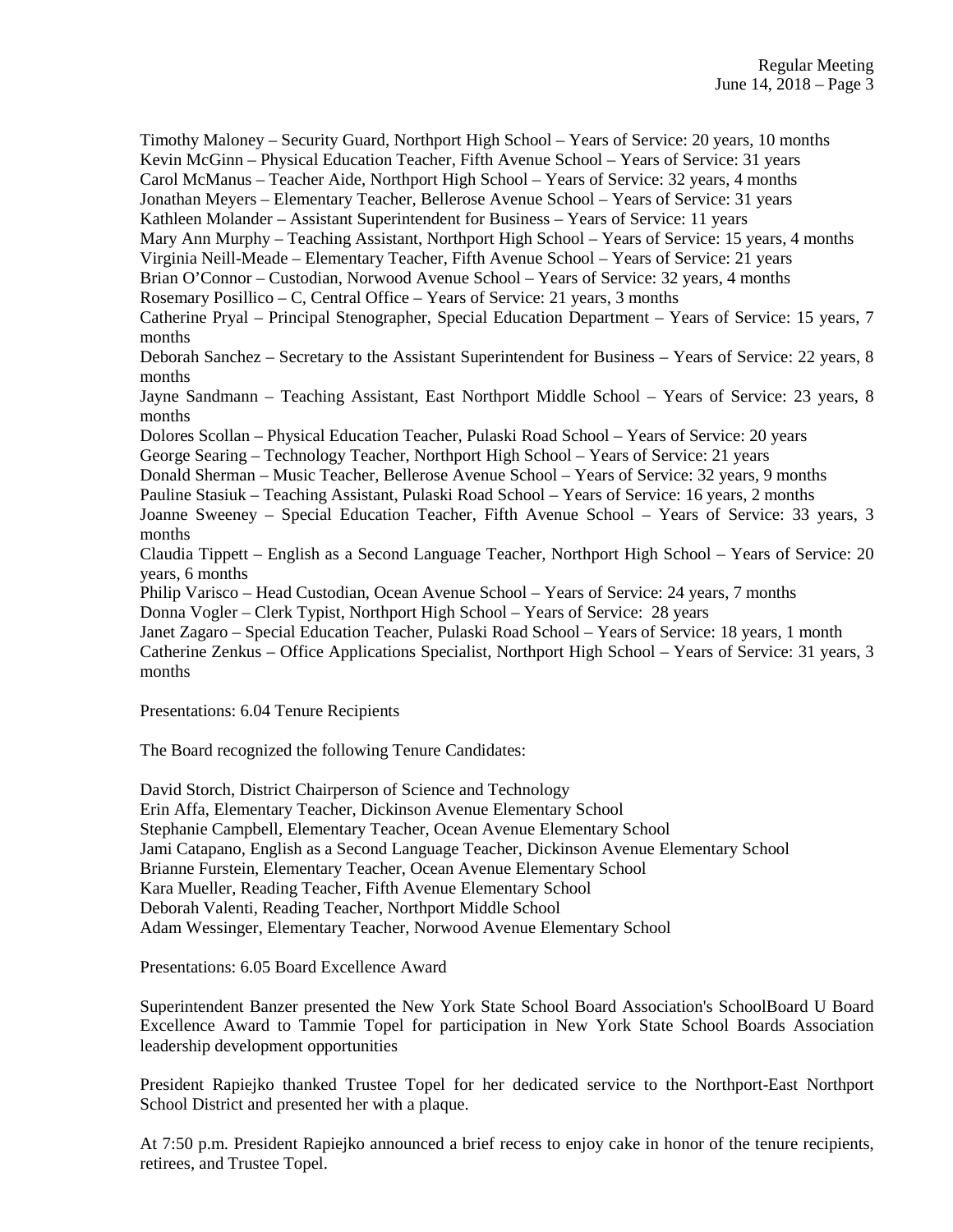Timothy Maloney – Security Guard, Northport High School – Years of Service: 20 years, 10 months
Kevin McGinn – Physical Education Teacher, Fifth Avenue School – Years of Service: 31 years
Carol McManus – Teacher Aide, Northport High School – Years of Service: 32 years, 4 months
Jonathan Meyers – Elementary Teacher, Bellerose Avenue School – Years of Service: 31 years
Kathleen Molander – Assistant Superintendent for Business – Years of Service: 11 years
Mary Ann Murphy – Teaching Assistant, Northport High School – Years of Service: 15 years, 4 months
Virginia Neill-Meade – Elementary Teacher, Fifth Avenue School – Years of Service: 21 years
Brian O'Connor – Custodian, Norwood Avenue School – Years of Service: 32 years, 4 months
Rosemary Posillico – C, Central Office – Years of Service: 21 years, 3 months
Catherine Pryal – Principal Stenographer, Special Education Department – Years of Service: 15 years, 7 months
Deborah Sanchez – Secretary to the Assistant Superintendent for Business – Years of Service: 22 years, 8 months
Jayne Sandmann – Teaching Assistant, East Northport Middle School – Years of Service: 23 years, 8 months
Dolores Scollan – Physical Education Teacher, Pulaski Road School – Years of Service: 20 years
George Searing – Technology Teacher, Northport High School – Years of Service: 21 years
Donald Sherman – Music Teacher, Bellerose Avenue School – Years of Service: 32 years, 9 months
Pauline Stasiuk – Teaching Assistant, Pulaski Road School – Years of Service: 16 years, 2 months
Joanne Sweeney – Special Education Teacher, Fifth Avenue School – Years of Service: 33 years, 3 months
Claudia Tippett – English as a Second Language Teacher, Northport High School – Years of Service: 20 years, 6 months
Philip Varisco – Head Custodian, Ocean Avenue School – Years of Service: 24 years, 7 months
Donna Vogler – Clerk Typist, Northport High School – Years of Service: 28 years
Janet Zagaro – Special Education Teacher, Pulaski Road School – Years of Service: 18 years, 1 month
Catherine Zenkus – Office Applications Specialist, Northport High School – Years of Service: 31 years, 3 months

Presentations: 6.04 Tenure Recipients

The Board recognized the following Tenure Candidates:

David Storch, District Chairperson of Science and Technology
Erin Affa, Elementary Teacher, Dickinson Avenue Elementary School
Stephanie Campbell, Elementary Teacher, Ocean Avenue Elementary School
Jami Catapano, English as a Second Language Teacher, Dickinson Avenue Elementary School
Brianne Furstein, Elementary Teacher, Ocean Avenue Elementary School
Kara Mueller, Reading Teacher, Fifth Avenue Elementary School
Deborah Valenti, Reading Teacher, Northport Middle School
Adam Wessinger, Elementary Teacher, Norwood Avenue Elementary School

Presentations: 6.05 Board Excellence Award

Superintendent Banzer presented the New York State School Board Association's SchoolBoard U Board Excellence Award to Tammie Topel for participation in New York State School Boards Association leadership development opportunities

President Rapiejko thanked Trustee Topel for her dedicated service to the Northport-East Northport School District and presented her with a plaque.

At 7:50 p.m. President Rapiejko announced a brief recess to enjoy cake in honor of the tenure recipients, retirees, and Trustee Topel.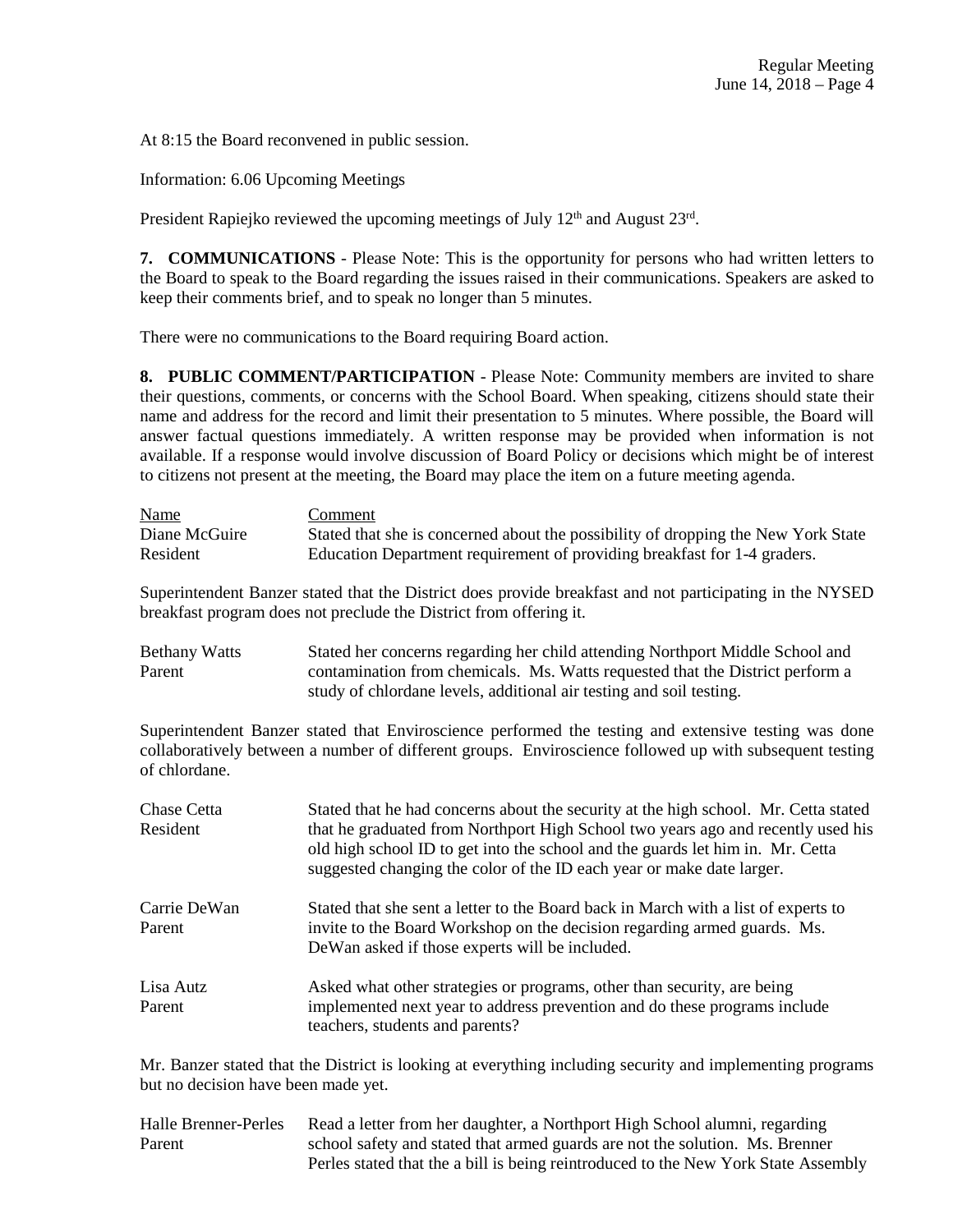At 8:15 the Board reconvened in public session.

Information: 6.06 Upcoming Meetings

President Rapiejko reviewed the upcoming meetings of July 12th and August 23rd.

**7. COMMUNICATIONS** - Please Note: This is the opportunity for persons who had written letters to the Board to speak to the Board regarding the issues raised in their communications. Speakers are asked to keep their comments brief, and to speak no longer than 5 minutes.

There were no communications to the Board requiring Board action.

**8. PUBLIC COMMENT/PARTICIPATION** - Please Note: Community members are invited to share their questions, comments, or concerns with the School Board. When speaking, citizens should state their name and address for the record and limit their presentation to 5 minutes. Where possible, the Board will answer factual questions immediately. A written response may be provided when information is not available. If a response would involve discussion of Board Policy or decisions which might be of interest to citizens not present at the meeting, the Board may place the item on a future meeting agenda.

| Name | Comment |
|---|---|
| Diane McGuire<br>Resident | Stated that she is concerned about the possibility of dropping the New York State Education Department requirement of providing breakfast for 1-4 graders. |

Superintendent Banzer stated that the District does provide breakfast and not participating in the NYSED breakfast program does not preclude the District from offering it.

| | |
|---|---|
| Bethany Watts<br>Parent | Stated her concerns regarding her child attending Northport Middle School and contamination from chemicals. Ms. Watts requested that the District perform a study of chlordane levels, additional air testing and soil testing. |

Superintendent Banzer stated that Enviroscience performed the testing and extensive testing was done collaboratively between a number of different groups. Enviroscience followed up with subsequent testing of chlordane.

| | |
|---|---|
| Chase Cetta<br>Resident | Stated that he had concerns about the security at the high school. Mr. Cetta stated that he graduated from Northport High School two years ago and recently used his old high school ID to get into the school and the guards let him in. Mr. Cetta suggested changing the color of the ID each year or make date larger. |
| Carrie DeWan<br>Parent | Stated that she sent a letter to the Board back in March with a list of experts to invite to the Board Workshop on the decision regarding armed guards. Ms. DeWan asked if those experts will be included. |
| Lisa Autz<br>Parent | Asked what other strategies or programs, other than security, are being implemented next year to address prevention and do these programs include teachers, students and parents? |

Mr. Banzer stated that the District is looking at everything including security and implementing programs but no decision have been made yet.

| | |
|---|---|
| Halle Brenner-Perles<br>Parent | Read a letter from her daughter, a Northport High School alumni, regarding school safety and stated that armed guards are not the solution. Ms. Brenner Perles stated that the a bill is being reintroduced to the New York State Assembly |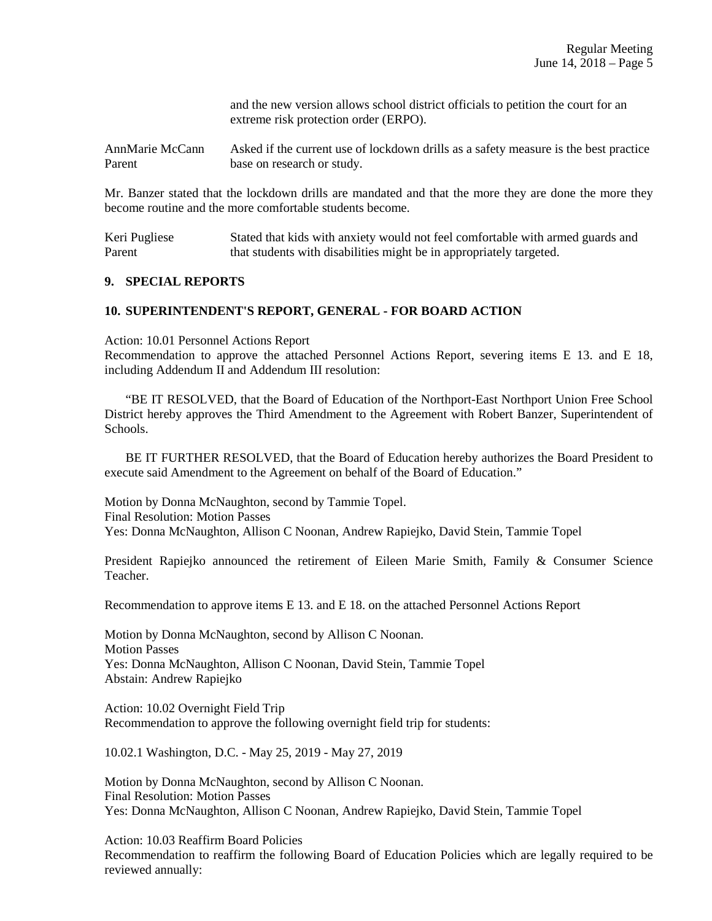and the new version allows school district officials to petition the court for an extreme risk protection order (ERPO).

AnnMarie McCann
Parent
Asked if the current use of lockdown drills as a safety measure is the best practice base on research or study.

Mr. Banzer stated that the lockdown drills are mandated and that the more they are done the more they become routine and the more comfortable students become.

Keri Pugliese
Parent
Stated that kids with anxiety would not feel comfortable with armed guards and that students with disabilities might be in appropriately targeted.

## 9. SPECIAL REPORTS

## 10. SUPERINTENDENT'S REPORT, GENERAL - FOR BOARD ACTION

Action: 10.01 Personnel Actions Report
Recommendation to approve the attached Personnel Actions Report, severing items E 13. and E 18, including Addendum II and Addendum III resolution:

"BE IT RESOLVED, that the Board of Education of the Northport-East Northport Union Free School District hereby approves the Third Amendment to the Agreement with Robert Banzer, Superintendent of Schools.

BE IT FURTHER RESOLVED, that the Board of Education hereby authorizes the Board President to execute said Amendment to the Agreement on behalf of the Board of Education."

Motion by Donna McNaughton, second by Tammie Topel.
Final Resolution: Motion Passes
Yes: Donna McNaughton, Allison C Noonan, Andrew Rapiejko, David Stein, Tammie Topel

President Rapiejko announced the retirement of Eileen Marie Smith, Family & Consumer Science Teacher.

Recommendation to approve items E 13. and E 18. on the attached Personnel Actions Report

Motion by Donna McNaughton, second by Allison C Noonan.
Motion Passes
Yes: Donna McNaughton, Allison C Noonan, David Stein, Tammie Topel
Abstain: Andrew Rapiejko

Action: 10.02 Overnight Field Trip
Recommendation to approve the following overnight field trip for students:

10.02.1 Washington, D.C. - May 25, 2019 - May 27, 2019

Motion by Donna McNaughton, second by Allison C Noonan.
Final Resolution: Motion Passes
Yes: Donna McNaughton, Allison C Noonan, Andrew Rapiejko, David Stein, Tammie Topel

Action: 10.03 Reaffirm Board Policies
Recommendation to reaffirm the following Board of Education Policies which are legally required to be reviewed annually: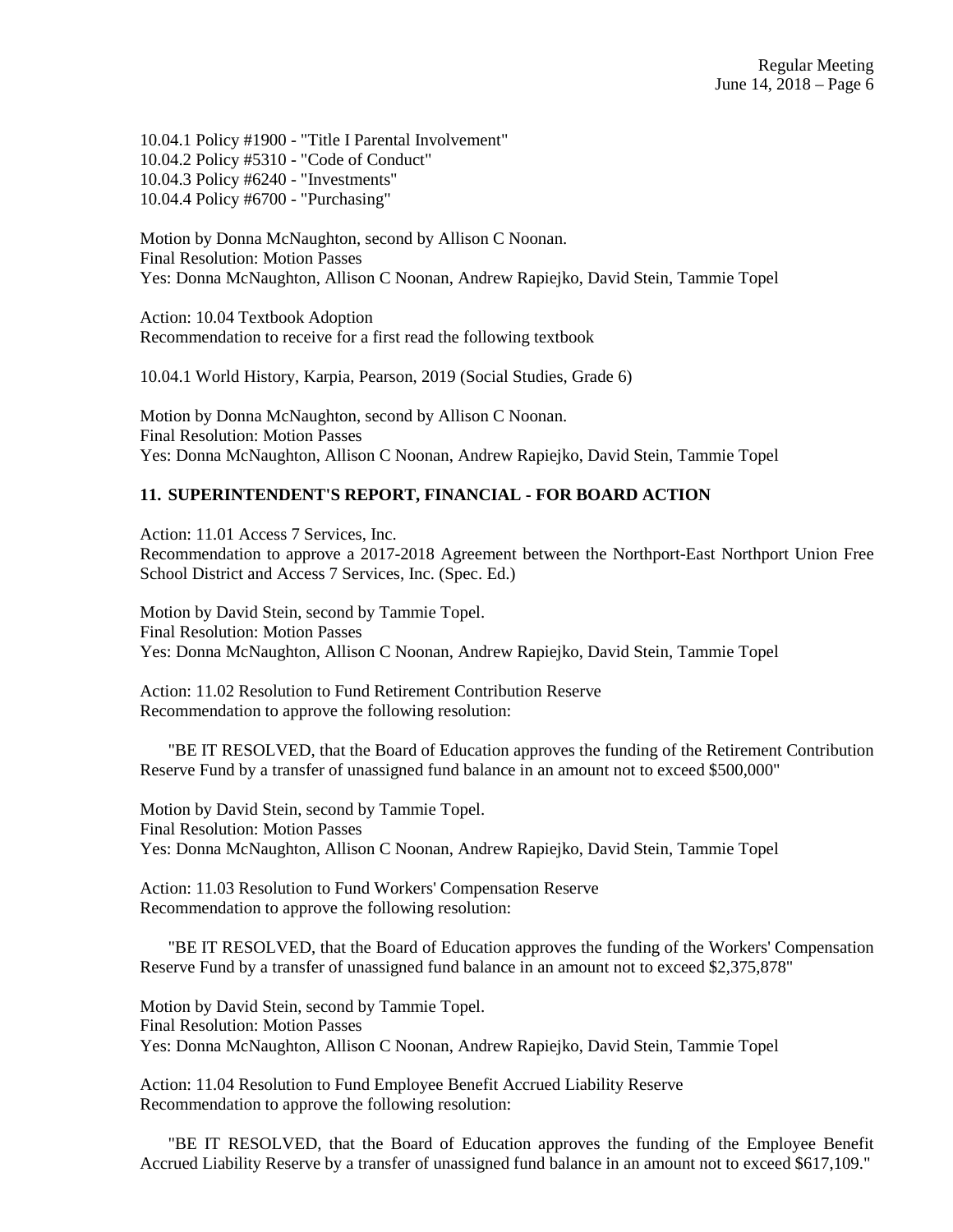10.04.1 Policy #1900 - "Title I Parental Involvement"
10.04.2 Policy #5310 - "Code of Conduct"
10.04.3 Policy #6240 - "Investments"
10.04.4 Policy #6700 - "Purchasing"

Motion by Donna McNaughton, second by Allison C Noonan.
Final Resolution: Motion Passes
Yes: Donna McNaughton, Allison C Noonan, Andrew Rapiejko, David Stein, Tammie Topel

Action: 10.04 Textbook Adoption
Recommendation to receive for a first read the following textbook

10.04.1 World History, Karpia, Pearson, 2019 (Social Studies, Grade 6)

Motion by Donna McNaughton, second by Allison C Noonan.
Final Resolution: Motion Passes
Yes: Donna McNaughton, Allison C Noonan, Andrew Rapiejko, David Stein, Tammie Topel

## 11. SUPERINTENDENT'S REPORT, FINANCIAL - FOR BOARD ACTION

Action: 11.01 Access 7 Services, Inc.
Recommendation to approve a 2017-2018 Agreement between the Northport-East Northport Union Free School District and Access 7 Services, Inc. (Spec. Ed.)

Motion by David Stein, second by Tammie Topel.
Final Resolution: Motion Passes
Yes: Donna McNaughton, Allison C Noonan, Andrew Rapiejko, David Stein, Tammie Topel

Action: 11.02 Resolution to Fund Retirement Contribution Reserve
Recommendation to approve the following resolution:

"BE IT RESOLVED, that the Board of Education approves the funding of the Retirement Contribution Reserve Fund by a transfer of unassigned fund balance in an amount not to exceed $500,000"

Motion by David Stein, second by Tammie Topel.
Final Resolution: Motion Passes
Yes: Donna McNaughton, Allison C Noonan, Andrew Rapiejko, David Stein, Tammie Topel

Action: 11.03 Resolution to Fund Workers' Compensation Reserve
Recommendation to approve the following resolution:

"BE IT RESOLVED, that the Board of Education approves the funding of the Workers' Compensation Reserve Fund by a transfer of unassigned fund balance in an amount not to exceed $2,375,878"

Motion by David Stein, second by Tammie Topel.
Final Resolution: Motion Passes
Yes: Donna McNaughton, Allison C Noonan, Andrew Rapiejko, David Stein, Tammie Topel

Action: 11.04 Resolution to Fund Employee Benefit Accrued Liability Reserve
Recommendation to approve the following resolution:

"BE IT RESOLVED, that the Board of Education approves the funding of the Employee Benefit Accrued Liability Reserve by a transfer of unassigned fund balance in an amount not to exceed $617,109."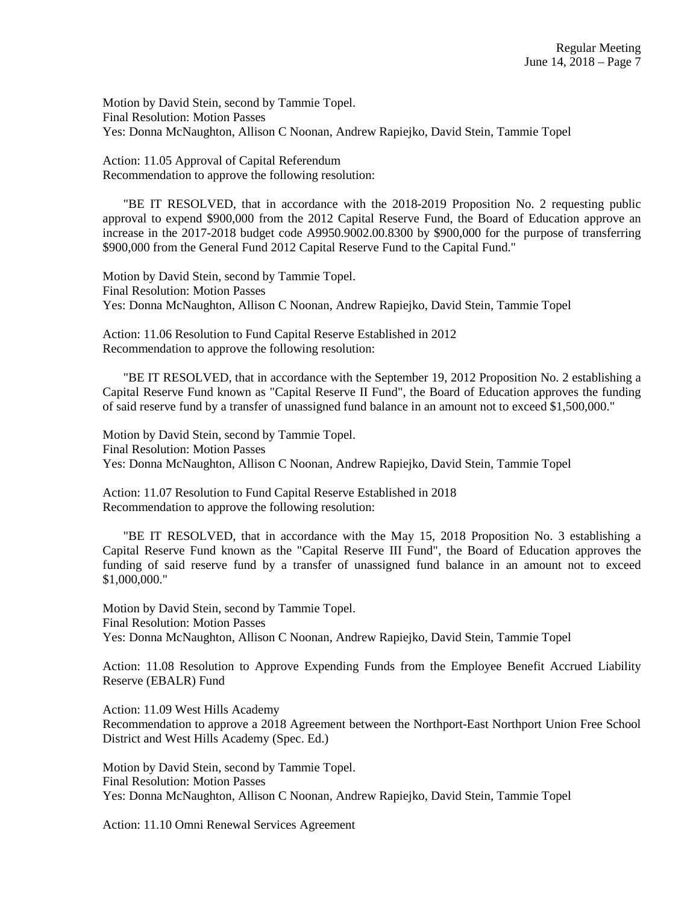Motion by David Stein, second by Tammie Topel.
Final Resolution: Motion Passes
Yes: Donna McNaughton, Allison C Noonan, Andrew Rapiejko, David Stein, Tammie Topel

Action: 11.05 Approval of Capital Referendum
Recommendation to approve the following resolution:

"BE IT RESOLVED, that in accordance with the 2018-2019 Proposition No. 2 requesting public approval to expend $900,000 from the 2012 Capital Reserve Fund, the Board of Education approve an increase in the 2017-2018 budget code A9950.9002.00.8300 by $900,000 for the purpose of transferring $900,000 from the General Fund 2012 Capital Reserve Fund to the Capital Fund."

Motion by David Stein, second by Tammie Topel.
Final Resolution: Motion Passes
Yes: Donna McNaughton, Allison C Noonan, Andrew Rapiejko, David Stein, Tammie Topel

Action: 11.06 Resolution to Fund Capital Reserve Established in 2012
Recommendation to approve the following resolution:

"BE IT RESOLVED, that in accordance with the September 19, 2012 Proposition No. 2 establishing a Capital Reserve Fund known as "Capital Reserve II Fund", the Board of Education approves the funding of said reserve fund by a transfer of unassigned fund balance in an amount not to exceed $1,500,000."

Motion by David Stein, second by Tammie Topel.
Final Resolution: Motion Passes
Yes: Donna McNaughton, Allison C Noonan, Andrew Rapiejko, David Stein, Tammie Topel

Action: 11.07 Resolution to Fund Capital Reserve Established in 2018
Recommendation to approve the following resolution:

"BE IT RESOLVED, that in accordance with the May 15, 2018 Proposition No. 3 establishing a Capital Reserve Fund known as the "Capital Reserve III Fund", the Board of Education approves the funding of said reserve fund by a transfer of unassigned fund balance in an amount not to exceed $1,000,000."

Motion by David Stein, second by Tammie Topel.
Final Resolution: Motion Passes
Yes: Donna McNaughton, Allison C Noonan, Andrew Rapiejko, David Stein, Tammie Topel

Action: 11.08 Resolution to Approve Expending Funds from the Employee Benefit Accrued Liability Reserve (EBALR) Fund

Action: 11.09 West Hills Academy
Recommendation to approve a 2018 Agreement between the Northport-East Northport Union Free School District and West Hills Academy (Spec. Ed.)

Motion by David Stein, second by Tammie Topel.
Final Resolution: Motion Passes
Yes: Donna McNaughton, Allison C Noonan, Andrew Rapiejko, David Stein, Tammie Topel

Action: 11.10 Omni Renewal Services Agreement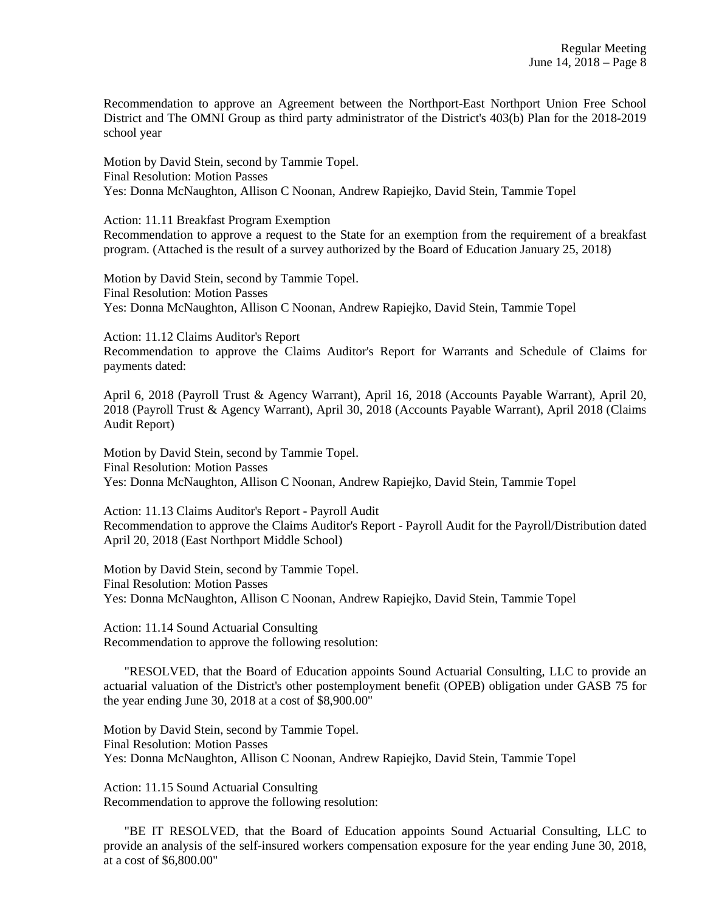Recommendation to approve an Agreement between the Northport-East Northport Union Free School District and The OMNI Group as third party administrator of the District's 403(b) Plan for the 2018-2019 school year

Motion by David Stein, second by Tammie Topel.
Final Resolution: Motion Passes
Yes: Donna McNaughton, Allison C Noonan, Andrew Rapiejko, David Stein, Tammie Topel

Action: 11.11 Breakfast Program Exemption
Recommendation to approve a request to the State for an exemption from the requirement of a breakfast program. (Attached is the result of a survey authorized by the Board of Education January 25, 2018)

Motion by David Stein, second by Tammie Topel.
Final Resolution: Motion Passes
Yes: Donna McNaughton, Allison C Noonan, Andrew Rapiejko, David Stein, Tammie Topel

Action: 11.12 Claims Auditor's Report
Recommendation to approve the Claims Auditor's Report for Warrants and Schedule of Claims for payments dated:

April 6, 2018 (Payroll Trust & Agency Warrant), April 16, 2018 (Accounts Payable Warrant), April 20, 2018 (Payroll Trust & Agency Warrant), April 30, 2018 (Accounts Payable Warrant), April 2018 (Claims Audit Report)

Motion by David Stein, second by Tammie Topel.
Final Resolution: Motion Passes
Yes: Donna McNaughton, Allison C Noonan, Andrew Rapiejko, David Stein, Tammie Topel

Action: 11.13 Claims Auditor's Report - Payroll Audit
Recommendation to approve the Claims Auditor's Report - Payroll Audit for the Payroll/Distribution dated April 20, 2018 (East Northport Middle School)

Motion by David Stein, second by Tammie Topel.
Final Resolution: Motion Passes
Yes: Donna McNaughton, Allison C Noonan, Andrew Rapiejko, David Stein, Tammie Topel

Action: 11.14 Sound Actuarial Consulting
Recommendation to approve the following resolution:

"RESOLVED, that the Board of Education appoints Sound Actuarial Consulting, LLC to provide an actuarial valuation of the District's other postemployment benefit (OPEB) obligation under GASB 75 for the year ending June 30, 2018 at a cost of $8,900.00"

Motion by David Stein, second by Tammie Topel.
Final Resolution: Motion Passes
Yes: Donna McNaughton, Allison C Noonan, Andrew Rapiejko, David Stein, Tammie Topel

Action: 11.15 Sound Actuarial Consulting
Recommendation to approve the following resolution:

"BE IT RESOLVED, that the Board of Education appoints Sound Actuarial Consulting, LLC to provide an analysis of the self-insured workers compensation exposure for the year ending June 30, 2018, at a cost of $6,800.00"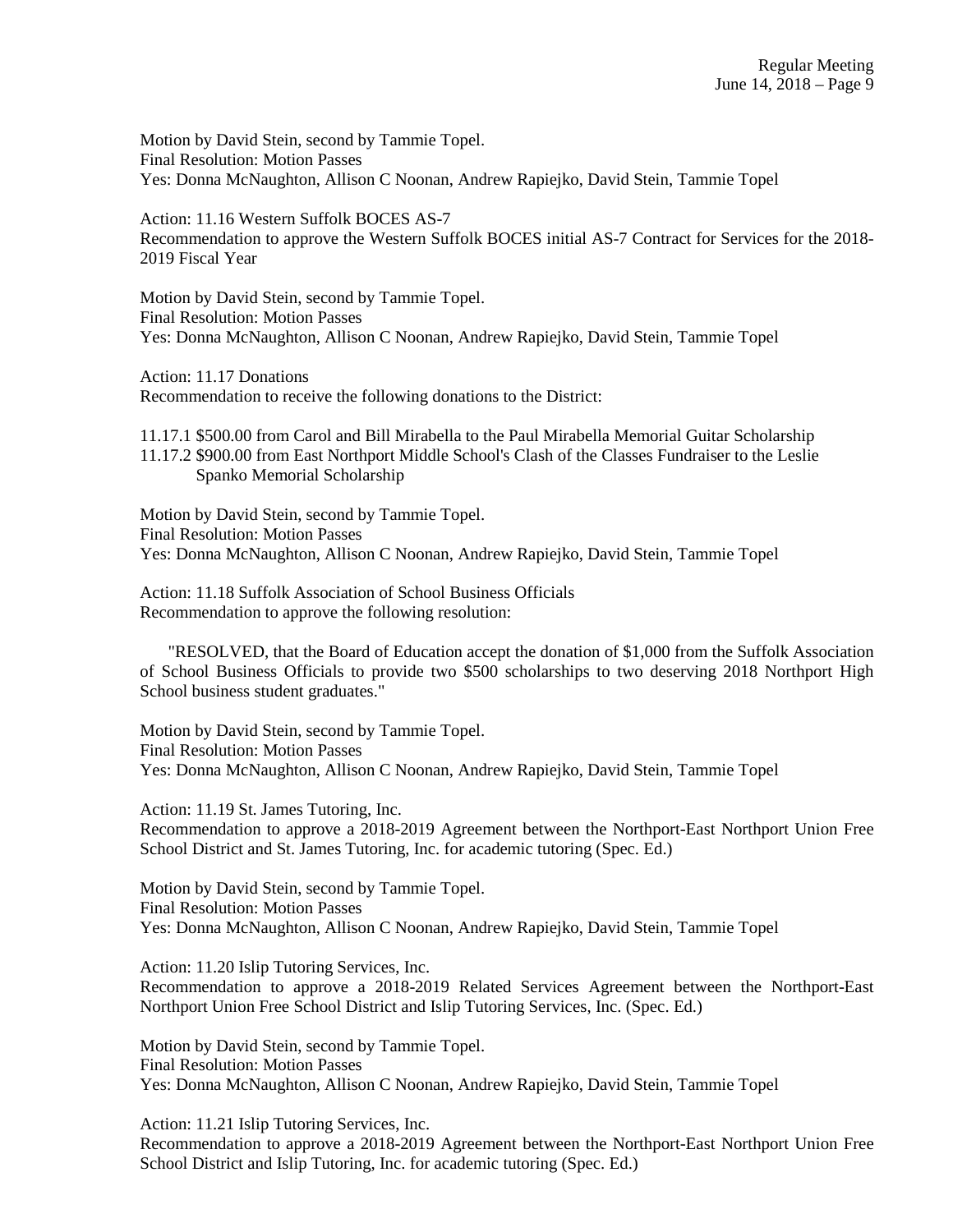Motion by David Stein, second by Tammie Topel.
Final Resolution: Motion Passes
Yes: Donna McNaughton, Allison C Noonan, Andrew Rapiejko, David Stein, Tammie Topel

Action: 11.16 Western Suffolk BOCES AS-7
Recommendation to approve the Western Suffolk BOCES initial AS-7 Contract for Services for the 2018-2019 Fiscal Year

Motion by David Stein, second by Tammie Topel.
Final Resolution: Motion Passes
Yes: Donna McNaughton, Allison C Noonan, Andrew Rapiejko, David Stein, Tammie Topel

Action: 11.17 Donations
Recommendation to receive the following donations to the District:

11.17.1 $500.00 from Carol and Bill Mirabella to the Paul Mirabella Memorial Guitar Scholarship
11.17.2 $900.00 from East Northport Middle School's Clash of the Classes Fundraiser to the Leslie Spanko Memorial Scholarship

Motion by David Stein, second by Tammie Topel.
Final Resolution: Motion Passes
Yes: Donna McNaughton, Allison C Noonan, Andrew Rapiejko, David Stein, Tammie Topel

Action: 11.18 Suffolk Association of School Business Officials
Recommendation to approve the following resolution:

"RESOLVED, that the Board of Education accept the donation of $1,000 from the Suffolk Association of School Business Officials to provide two $500 scholarships to two deserving 2018 Northport High School business student graduates."

Motion by David Stein, second by Tammie Topel.
Final Resolution: Motion Passes
Yes: Donna McNaughton, Allison C Noonan, Andrew Rapiejko, David Stein, Tammie Topel

Action: 11.19 St. James Tutoring, Inc.
Recommendation to approve a 2018-2019 Agreement between the Northport-East Northport Union Free School District and St. James Tutoring, Inc. for academic tutoring (Spec. Ed.)

Motion by David Stein, second by Tammie Topel.
Final Resolution: Motion Passes
Yes: Donna McNaughton, Allison C Noonan, Andrew Rapiejko, David Stein, Tammie Topel

Action: 11.20 Islip Tutoring Services, Inc.
Recommendation to approve a 2018-2019 Related Services Agreement between the Northport-East Northport Union Free School District and Islip Tutoring Services, Inc. (Spec. Ed.)

Motion by David Stein, second by Tammie Topel.
Final Resolution: Motion Passes
Yes: Donna McNaughton, Allison C Noonan, Andrew Rapiejko, David Stein, Tammie Topel

Action: 11.21 Islip Tutoring Services, Inc.
Recommendation to approve a 2018-2019 Agreement between the Northport-East Northport Union Free School District and Islip Tutoring, Inc. for academic tutoring (Spec. Ed.)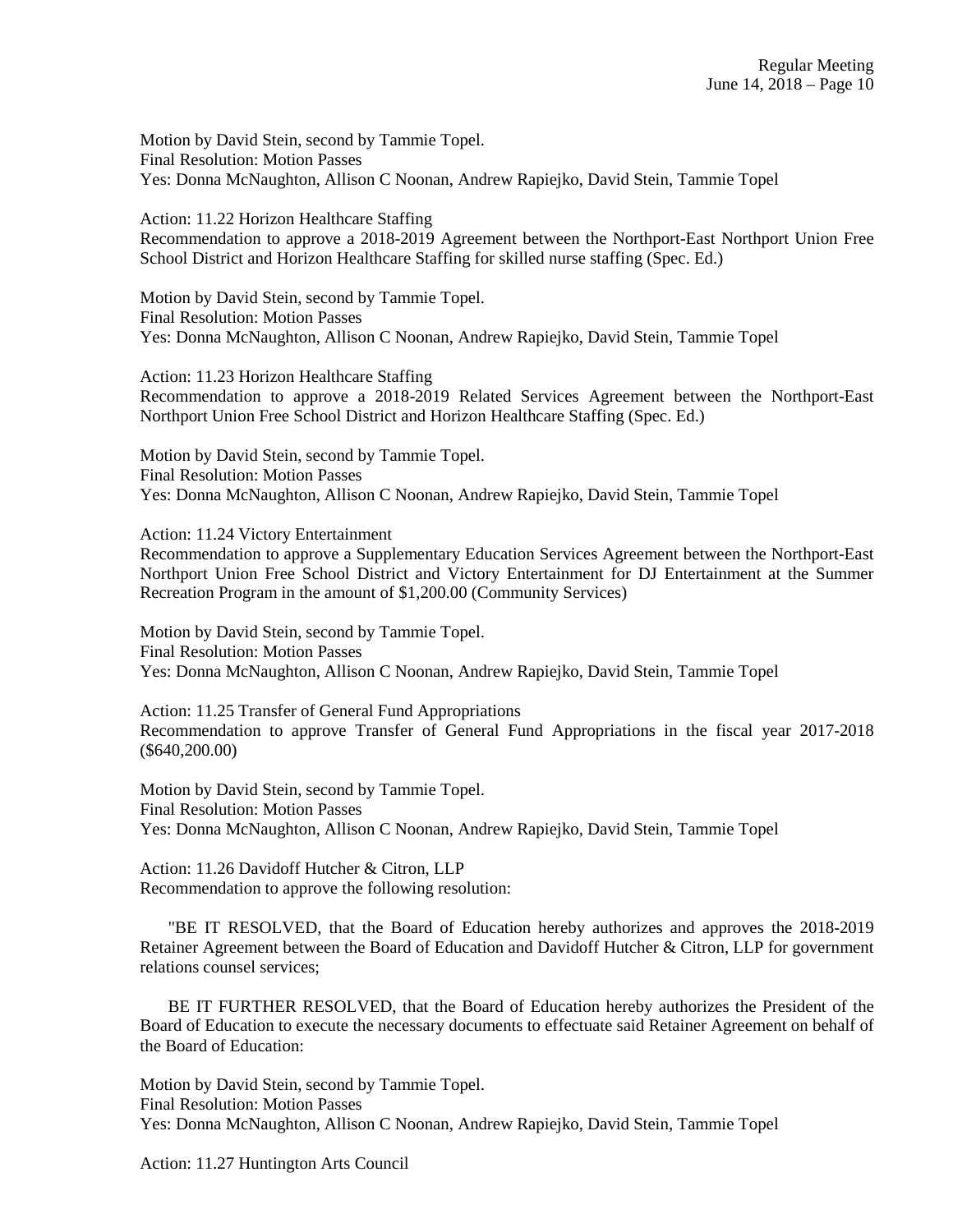Motion by David Stein, second by Tammie Topel.
Final Resolution: Motion Passes
Yes: Donna McNaughton, Allison C Noonan, Andrew Rapiejko, David Stein, Tammie Topel

Action: 11.22 Horizon Healthcare Staffing
Recommendation to approve a 2018-2019 Agreement between the Northport-East Northport Union Free School District and Horizon Healthcare Staffing for skilled nurse staffing (Spec. Ed.)

Motion by David Stein, second by Tammie Topel.
Final Resolution: Motion Passes
Yes: Donna McNaughton, Allison C Noonan, Andrew Rapiejko, David Stein, Tammie Topel

Action: 11.23 Horizon Healthcare Staffing
Recommendation to approve a 2018-2019 Related Services Agreement between the Northport-East Northport Union Free School District and Horizon Healthcare Staffing (Spec. Ed.)

Motion by David Stein, second by Tammie Topel.
Final Resolution: Motion Passes
Yes: Donna McNaughton, Allison C Noonan, Andrew Rapiejko, David Stein, Tammie Topel

Action: 11.24 Victory Entertainment
Recommendation to approve a Supplementary Education Services Agreement between the Northport-East Northport Union Free School District and Victory Entertainment for DJ Entertainment at the Summer Recreation Program in the amount of $1,200.00 (Community Services)

Motion by David Stein, second by Tammie Topel.
Final Resolution: Motion Passes
Yes: Donna McNaughton, Allison C Noonan, Andrew Rapiejko, David Stein, Tammie Topel

Action: 11.25 Transfer of General Fund Appropriations
Recommendation to approve Transfer of General Fund Appropriations in the fiscal year 2017-2018 ($640,200.00)

Motion by David Stein, second by Tammie Topel.
Final Resolution: Motion Passes
Yes: Donna McNaughton, Allison C Noonan, Andrew Rapiejko, David Stein, Tammie Topel

Action: 11.26 Davidoff Hutcher & Citron, LLP
Recommendation to approve the following resolution:

"BE IT RESOLVED, that the Board of Education hereby authorizes and approves the 2018-2019 Retainer Agreement between the Board of Education and Davidoff Hutcher & Citron, LLP for government relations counsel services;

BE IT FURTHER RESOLVED, that the Board of Education hereby authorizes the President of the Board of Education to execute the necessary documents to effectuate said Retainer Agreement on behalf of the Board of Education:

Motion by David Stein, second by Tammie Topel.
Final Resolution: Motion Passes
Yes: Donna McNaughton, Allison C Noonan, Andrew Rapiejko, David Stein, Tammie Topel

Action: 11.27 Huntington Arts Council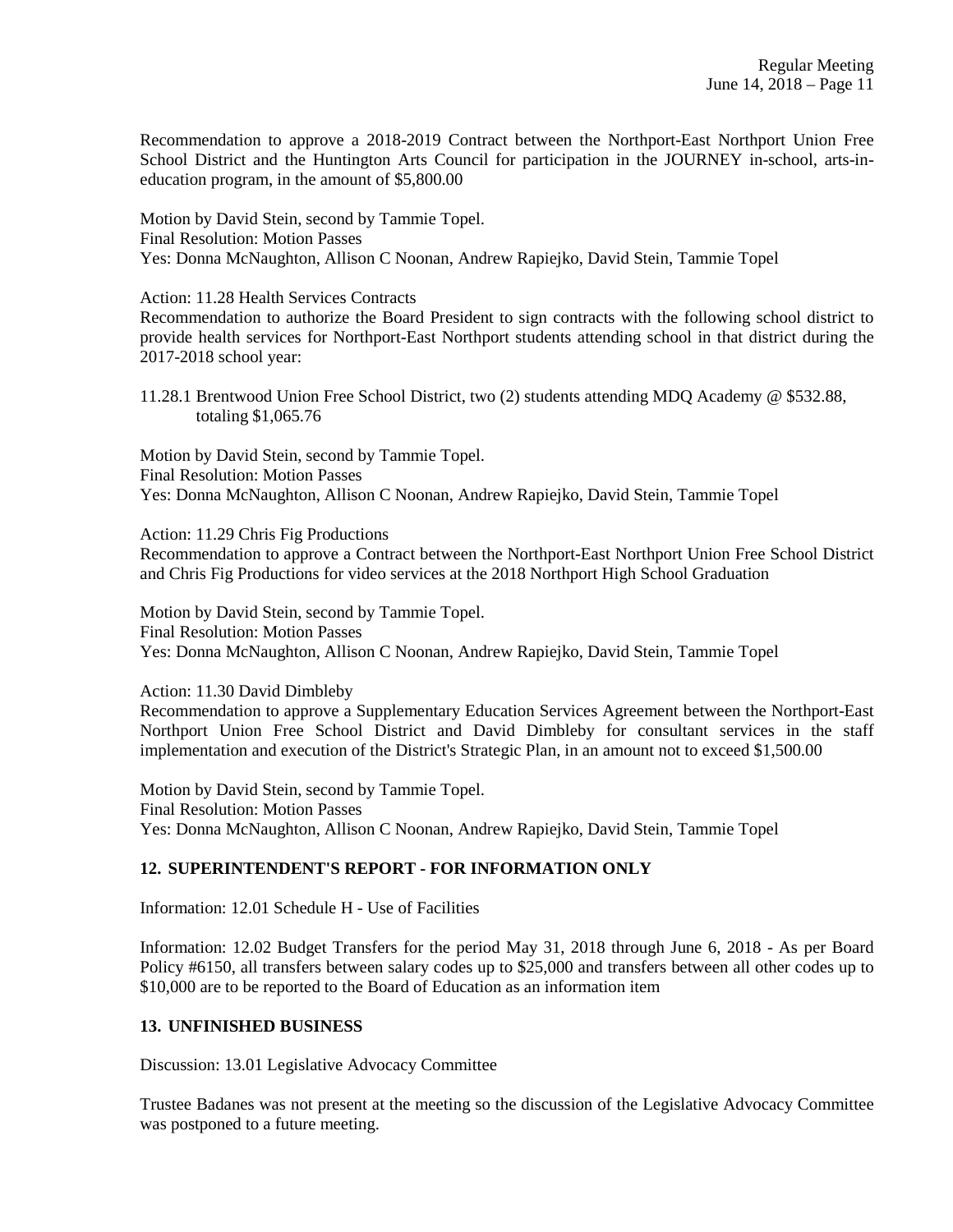Recommendation to approve a 2018-2019 Contract between the Northport-East Northport Union Free School District and the Huntington Arts Council for participation in the JOURNEY in-school, arts-in-education program, in the amount of $5,800.00

Motion by David Stein, second by Tammie Topel.
Final Resolution: Motion Passes
Yes: Donna McNaughton, Allison C Noonan, Andrew Rapiejko, David Stein, Tammie Topel

Action: 11.28 Health Services Contracts
Recommendation to authorize the Board President to sign contracts with the following school district to provide health services for Northport-East Northport students attending school in that district during the 2017-2018 school year:

11.28.1 Brentwood Union Free School District, two (2) students attending MDQ Academy @ $532.88, totaling $1,065.76

Motion by David Stein, second by Tammie Topel.
Final Resolution: Motion Passes
Yes: Donna McNaughton, Allison C Noonan, Andrew Rapiejko, David Stein, Tammie Topel

Action: 11.29 Chris Fig Productions
Recommendation to approve a Contract between the Northport-East Northport Union Free School District and Chris Fig Productions for video services at the 2018 Northport High School Graduation

Motion by David Stein, second by Tammie Topel.
Final Resolution: Motion Passes
Yes: Donna McNaughton, Allison C Noonan, Andrew Rapiejko, David Stein, Tammie Topel

Action: 11.30 David Dimbleby
Recommendation to approve a Supplementary Education Services Agreement between the Northport-East Northport Union Free School District and David Dimbleby for consultant services in the staff implementation and execution of the District's Strategic Plan, in an amount not to exceed $1,500.00

Motion by David Stein, second by Tammie Topel.
Final Resolution: Motion Passes
Yes: Donna McNaughton, Allison C Noonan, Andrew Rapiejko, David Stein, Tammie Topel

## 12. SUPERINTENDENT'S REPORT - FOR INFORMATION ONLY

Information: 12.01 Schedule H - Use of Facilities

Information: 12.02 Budget Transfers for the period May 31, 2018 through June 6, 2018 - As per Board Policy #6150, all transfers between salary codes up to $25,000 and transfers between all other codes up to $10,000 are to be reported to the Board of Education as an information item

## 13. UNFINISHED BUSINESS

Discussion: 13.01 Legislative Advocacy Committee

Trustee Badanes was not present at the meeting so the discussion of the Legislative Advocacy Committee was postponed to a future meeting.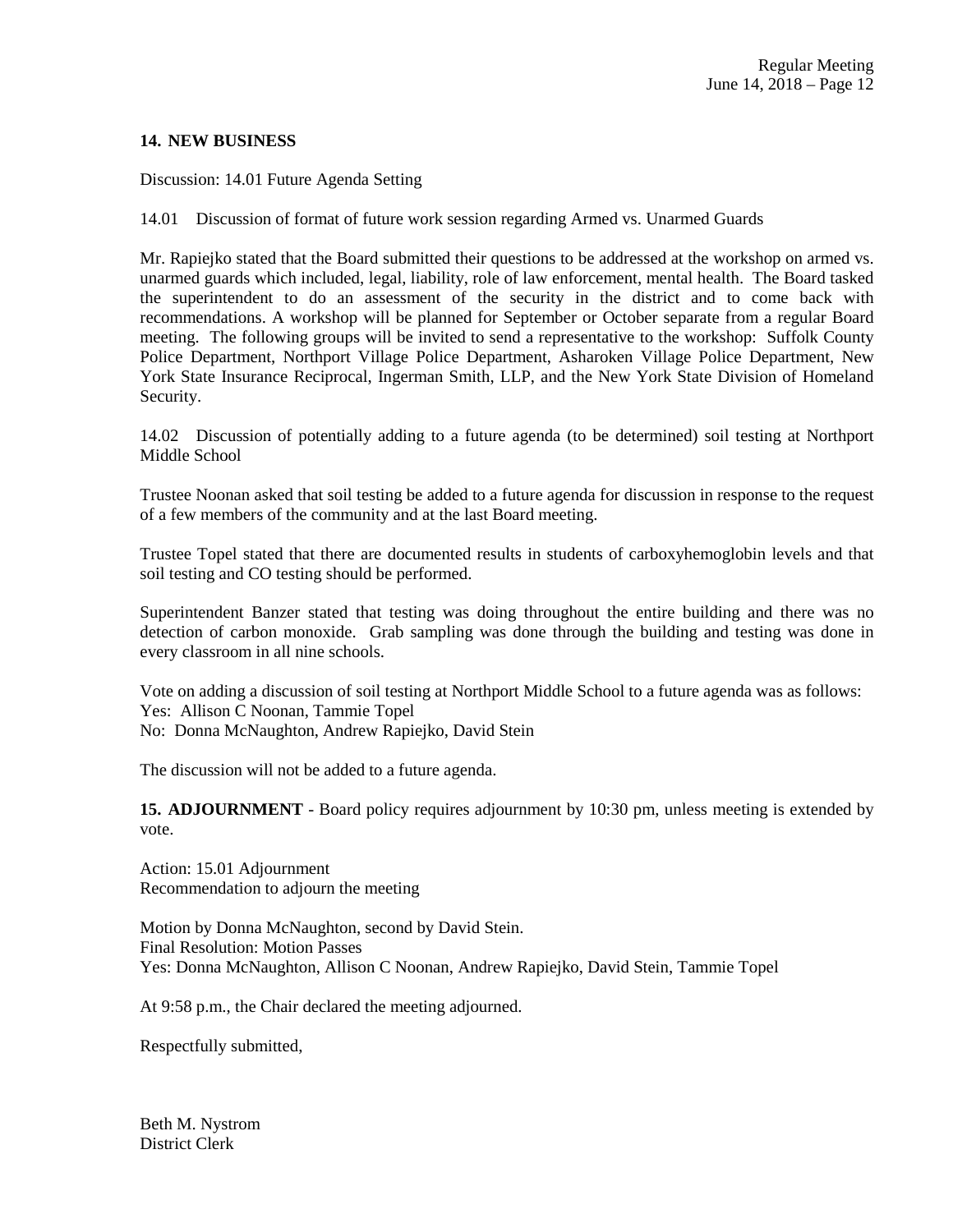**14. NEW BUSINESS**

Discussion: 14.01 Future Agenda Setting

14.01 Discussion of format of future work session regarding Armed vs. Unarmed Guards

Mr. Rapiejko stated that the Board submitted their questions to be addressed at the workshop on armed vs. unarmed guards which included, legal, liability, role of law enforcement, mental health. The Board tasked the superintendent to do an assessment of the security in the district and to come back with recommendations. A workshop will be planned for September or October separate from a regular Board meeting. The following groups will be invited to send a representative to the workshop: Suffolk County Police Department, Northport Village Police Department, Asharoken Village Police Department, New York State Insurance Reciprocal, Ingerman Smith, LLP, and the New York State Division of Homeland Security.

14.02 Discussion of potentially adding to a future agenda (to be determined) soil testing at Northport Middle School

Trustee Noonan asked that soil testing be added to a future agenda for discussion in response to the request of a few members of the community and at the last Board meeting.

Trustee Topel stated that there are documented results in students of carboxyhemoglobin levels and that soil testing and CO testing should be performed.

Superintendent Banzer stated that testing was doing throughout the entire building and there was no detection of carbon monoxide. Grab sampling was done through the building and testing was done in every classroom in all nine schools.

Vote on adding a discussion of soil testing at Northport Middle School to a future agenda was as follows:
Yes: Allison C Noonan, Tammie Topel
No: Donna McNaughton, Andrew Rapiejko, David Stein

The discussion will not be added to a future agenda.

**15. ADJOURNMENT** - Board policy requires adjournment by 10:30 pm, unless meeting is extended by vote.

Action: 15.01 Adjournment
Recommendation to adjourn the meeting

Motion by Donna McNaughton, second by David Stein.
Final Resolution: Motion Passes
Yes: Donna McNaughton, Allison C Noonan, Andrew Rapiejko, David Stein, Tammie Topel

At 9:58 p.m., the Chair declared the meeting adjourned.

Respectfully submitted,

Beth M. Nystrom
District Clerk